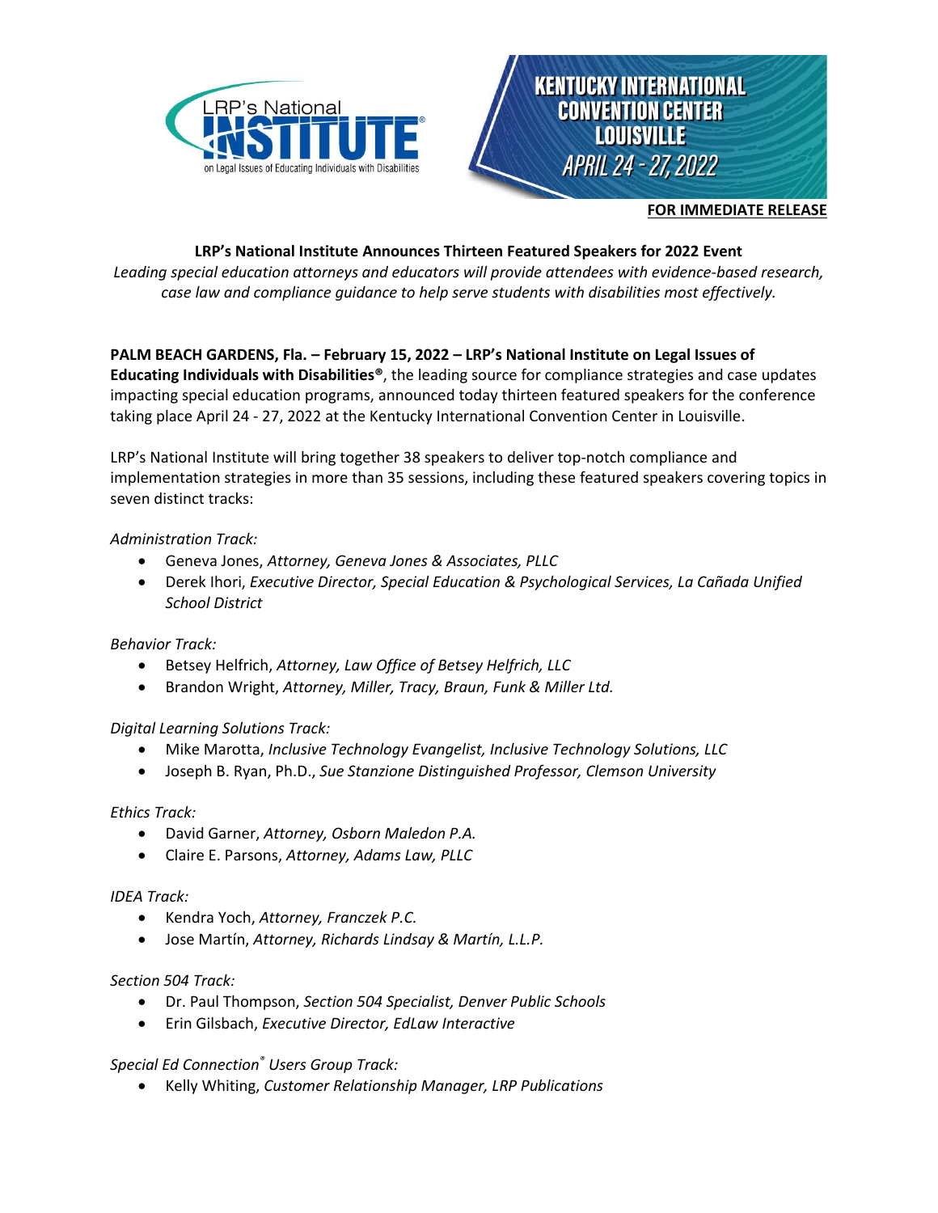LRP's National INSTITUTE® on Legal Issues of Educating Individuals with Disabilities

KENTUCKY INTERNATIONAL CONVENTION CENTER LOUISVILLE APRIL 24 - 27, 2022

**FOR IMMEDIATE RELEASE**

## LRP's National Institute Announces Thirteen Featured Speakers for 2022 Event

*Leading special education attorneys and educators will provide attendees with evidence-based research, case law and compliance guidance to help serve students with disabilities most effectively.*

**PALM BEACH GARDENS, Fla. – February 15, 2022 – LRP's National Institute on Legal Issues of Educating Individuals with Disabilities®**, the leading source for compliance strategies and case updates impacting special education programs, announced today thirteen featured speakers for the conference taking place April 24 - 27, 2022 at the Kentucky International Convention Center in Louisville.

LRP's National Institute will bring together 38 speakers to deliver top-notch compliance and implementation strategies in more than 35 sessions, including these featured speakers covering topics in seven distinct tracks:

*Administration Track:*

- Geneva Jones, *Attorney, Geneva Jones & Associates, PLLC*
- Derek Ihori, *Executive Director, Special Education & Psychological Services, La Cañada Unified School District*

*Behavior Track:*

- Betsey Helfrich, *Attorney, Law Office of Betsey Helfrich, LLC*
- Brandon Wright, *Attorney, Miller, Tracy, Braun, Funk & Miller Ltd.*

*Digital Learning Solutions Track:*

- Mike Marotta, *Inclusive Technology Evangelist, Inclusive Technology Solutions, LLC*
- Joseph B. Ryan, Ph.D., *Sue Stanzione Distinguished Professor, Clemson University*

*Ethics Track:*

- David Garner, *Attorney, Osborn Maledon P.A.*
- Claire E. Parsons, *Attorney, Adams Law, PLLC*

*IDEA Track:*

- Kendra Yoch, *Attorney, Franczek P.C.*
- Jose Martín, *Attorney, Richards Lindsay & Martín, L.L.P.*

*Section 504 Track:*

- Dr. Paul Thompson, *Section 504 Specialist, Denver Public Schools*
- Erin Gilsbach, *Executive Director, EdLaw Interactive*

*Special Ed Connection® Users Group Track:*

- Kelly Whiting, *Customer Relationship Manager, LRP Publications*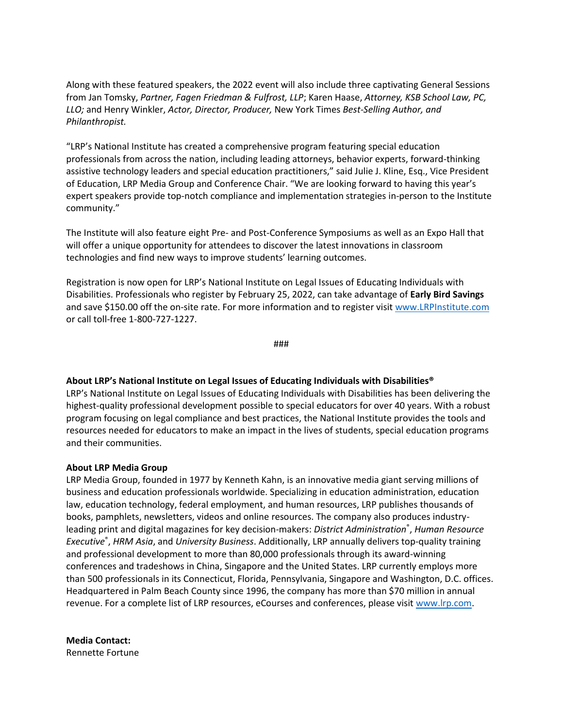Along with these featured speakers, the 2022 event will also include three captivating General Sessions from Jan Tomsky, *Partner, Fagen Friedman & Fulfrost, LLP*; Karen Haase, *Attorney, KSB School Law, PC, LLO;* and Henry Winkler, *Actor, Director, Producer,* New York Times *Best-Selling Author, and Philanthropist.*

"LRP's National Institute has created a comprehensive program featuring special education professionals from across the nation, including leading attorneys, behavior experts, forward-thinking assistive technology leaders and special education practitioners," said Julie J. Kline, Esq., Vice President of Education, LRP Media Group and Conference Chair. "We are looking forward to having this year's expert speakers provide top-notch compliance and implementation strategies in-person to the Institute community."

The Institute will also feature eight Pre- and Post-Conference Symposiums as well as an Expo Hall that will offer a unique opportunity for attendees to discover the latest innovations in classroom technologies and find new ways to improve students' learning outcomes.

Registration is now open for LRP's National Institute on Legal Issues of Educating Individuals with Disabilities. Professionals who register by February 25, 2022, can take advantage of **Early Bird Savings** and save $150.00 off the on-site rate. For more information and to register visit [www.LRPInstitute.com](www.LRPInstitute.com) or call toll-free 1-800-727-1227.

###

**About LRP's National Institute on Legal Issues of Educating Individuals with Disabilities®**
LRP's National Institute on Legal Issues of Educating Individuals with Disabilities has been delivering the highest-quality professional development possible to special educators for over 40 years. With a robust program focusing on legal compliance and best practices, the National Institute provides the tools and resources needed for educators to make an impact in the lives of students, special education programs and their communities.

**About LRP Media Group**
LRP Media Group, founded in 1977 by Kenneth Kahn, is an innovative media giant serving millions of business and education professionals worldwide. Specializing in education administration, education law, education technology, federal employment, and human resources, LRP publishes thousands of books, pamphlets, newsletters, videos and online resources. The company also produces industry-leading print and digital magazines for key decision-makers: *District Administration®*, *Human Resource Executive®*, *HRM Asia*, and *University Business*. Additionally, LRP annually delivers top-quality training and professional development to more than 80,000 professionals through its award-winning conferences and tradeshows in China, Singapore and the United States. LRP currently employs more than 500 professionals in its Connecticut, Florida, Pennsylvania, Singapore and Washington, D.C. offices. Headquartered in Palm Beach County since 1996, the company has more than $70 million in annual revenue. For a complete list of LRP resources, eCourses and conferences, please visit [www.lrp.com](www.lrp.com).

**Media Contact:**
Rennette Fortune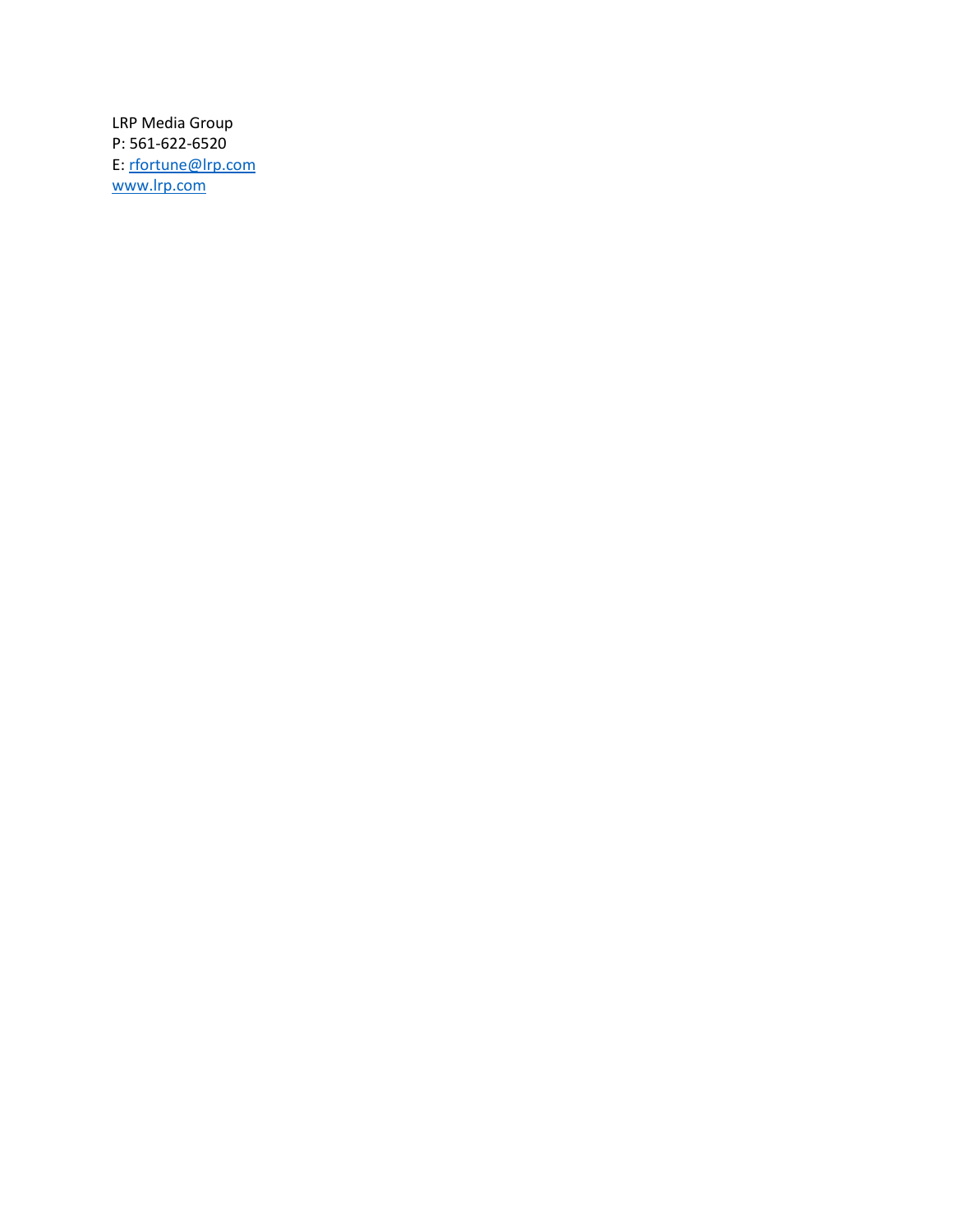LRP Media Group
P: 561-622-6520
E: rfortune@lrp.com
www.lrp.com